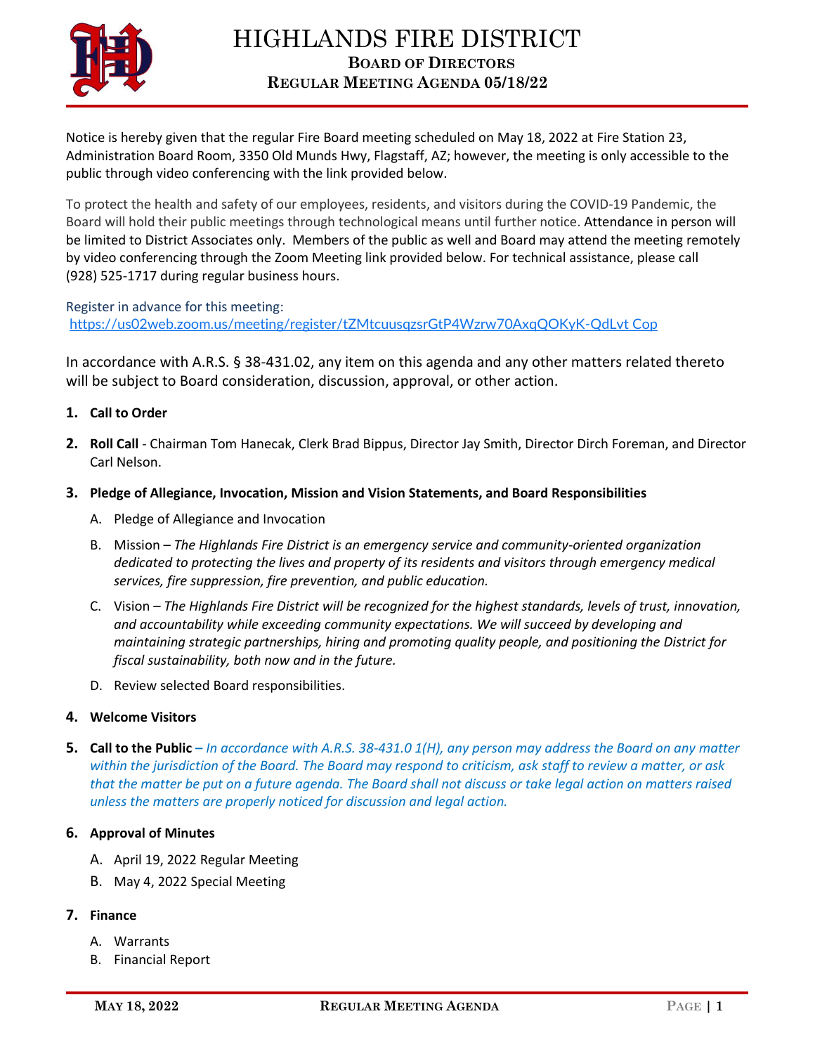# HIGHLANDS FIRE DISTRICT

## BOARD OF DIRECTORS
## REGULAR MEETING AGENDA 05/18/22

Notice is hereby given that the regular Fire Board meeting scheduled on May 18, 2022 at Fire Station 23, Administration Board Room, 3350 Old Munds Hwy, Flagstaff, AZ; however, the meeting is only accessible to the public through video conferencing with the link provided below.

To protect the health and safety of our employees, residents, and visitors during the COVID-19 Pandemic, the Board will hold their public meetings through technological means until further notice. Attendance in person will be limited to District Associates only. Members of the public as well and Board may attend the meeting remotely by video conferencing through the Zoom Meeting link provided below. For technical assistance, please call (928) 525-1717 during regular business hours.

Register in advance for this meeting:
https://us02web.zoom.us/meeting/register/tZMtcuusqzsrGtP4Wzrw70AxqQOKyK-QdLvt Cop

In accordance with A.R.S. § 38-431.02, any item on this agenda and any other matters related thereto will be subject to Board consideration, discussion, approval, or other action.

1. **Call to Order**
2. **Roll Call** - Chairman Tom Hanecak, Clerk Brad Bippus, Director Jay Smith, Director Dirch Foreman, and Director Carl Nelson.
3. **Pledge of Allegiance, Invocation, Mission and Vision Statements, and Board Responsibilities**
   A. Pledge of Allegiance and Invocation
   B. Mission – *The Highlands Fire District is an emergency service and community-oriented organization dedicated to protecting the lives and property of its residents and visitors through emergency medical services, fire suppression, fire prevention, and public education.*
   C. Vision – *The Highlands Fire District will be recognized for the highest standards, levels of trust, innovation, and accountability while exceeding community expectations. We will succeed by developing and maintaining strategic partnerships, hiring and promoting quality people, and positioning the District for fiscal sustainability, both now and in the future.*
   D. Review selected Board responsibilities.
4. **Welcome Visitors**
5. **Call to the Public –** *In accordance with A.R.S. 38-431.0 1(H), any person may address the Board on any matter within the jurisdiction of the Board. The Board may respond to criticism, ask staff to review a matter, or ask that the matter be put on a future agenda. The Board shall not discuss or take legal action on matters raised unless the matters are properly noticed for discussion and legal action.*
6. **Approval of Minutes**
   A. April 19, 2022 Regular Meeting
   B. May 4, 2022 Special Meeting
7. **Finance**
   A. Warrants
   B. Financial Report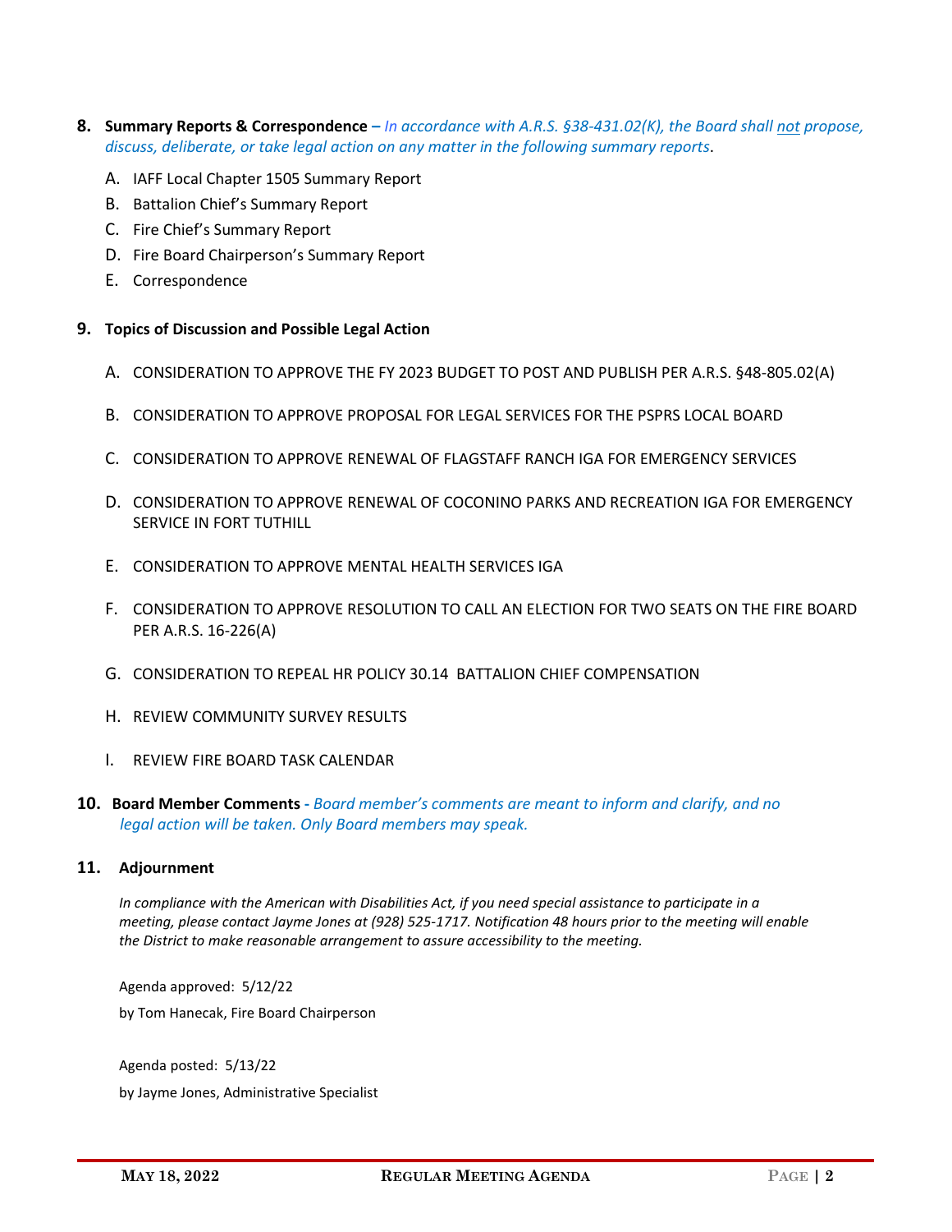**8. Summary Reports & Correspondence** – *In accordance with A.R.S. §38-431.02(K), the Board shall not propose, discuss, deliberate, or take legal action on any matter in the following summary reports*.

A. IAFF Local Chapter 1505 Summary Report

B. Battalion Chief's Summary Report

C. Fire Chief's Summary Report

D. Fire Board Chairperson's Summary Report

E. Correspondence

**9. Topics of Discussion and Possible Legal Action**

A. CONSIDERATION TO APPROVE THE FY 2023 BUDGET TO POST AND PUBLISH PER A.R.S. §48-805.02(A)

B. CONSIDERATION TO APPROVE PROPOSAL FOR LEGAL SERVICES FOR THE PSPRS LOCAL BOARD

C. CONSIDERATION TO APPROVE RENEWAL OF FLAGSTAFF RANCH IGA FOR EMERGENCY SERVICES

D. CONSIDERATION TO APPROVE RENEWAL OF COCONINO PARKS AND RECREATION IGA FOR EMERGENCY SERVICE IN FORT TUTHILL

E. CONSIDERATION TO APPROVE MENTAL HEALTH SERVICES IGA

F. CONSIDERATION TO APPROVE RESOLUTION TO CALL AN ELECTION FOR TWO SEATS ON THE FIRE BOARD PER A.R.S. 16-226(A)

G. CONSIDERATION TO REPEAL HR POLICY 30.14 BATTALION CHIEF COMPENSATION

H. REVIEW COMMUNITY SURVEY RESULTS

I. REVIEW FIRE BOARD TASK CALENDAR

**10. Board Member Comments** - *Board member's comments are meant to inform and clarify, and no legal action will be taken. Only Board members may speak.*

**11. Adjournment**

*In compliance with the American with Disabilities Act, if you need special assistance to participate in a meeting, please contact Jayme Jones at (928) 525-1717. Notification 48 hours prior to the meeting will enable the District to make reasonable arrangement to assure accessibility to the meeting.*

Agenda approved: 5/12/22

by Tom Hanecak, Fire Board Chairperson

Agenda posted: 5/13/22

by Jayme Jones, Administrative Specialist